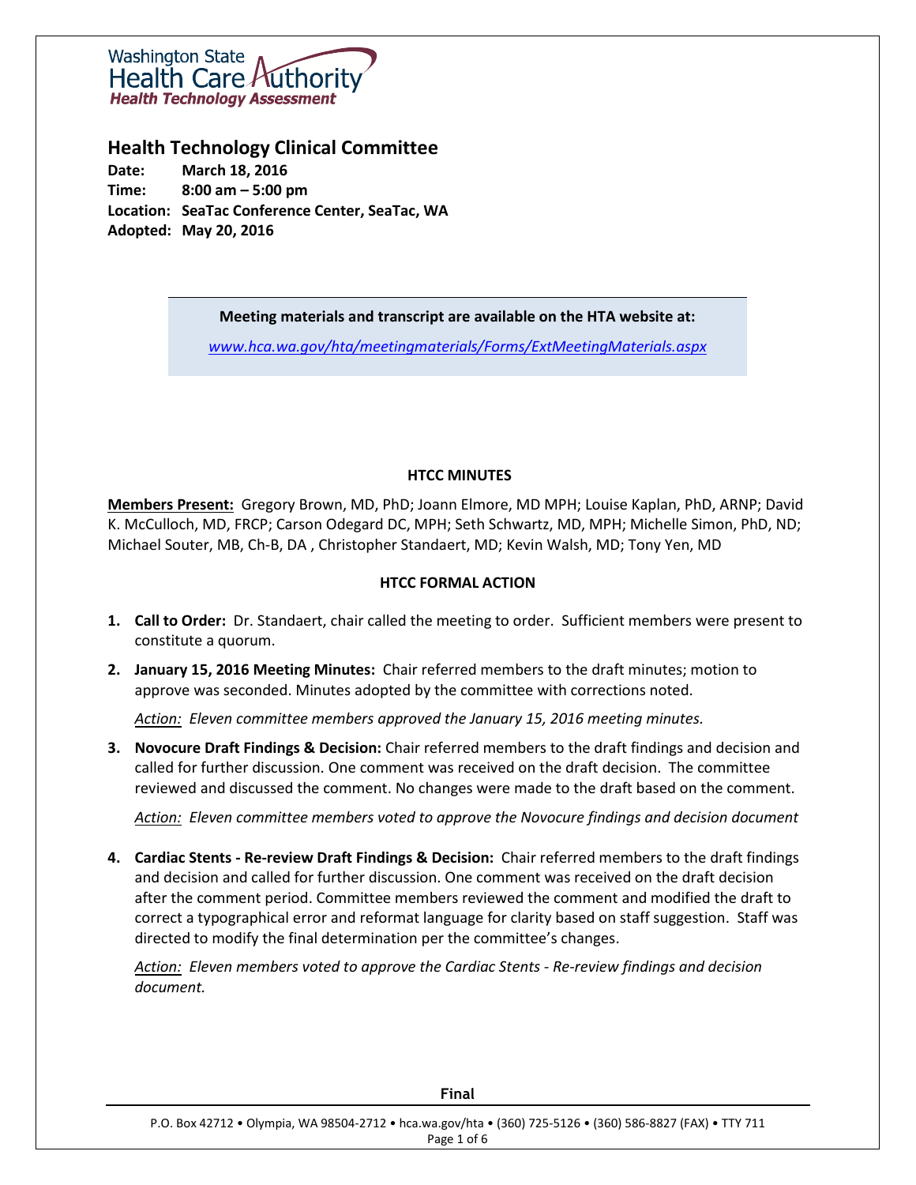Washington State Health Care Authority
**Health Technology Assessment**

## Health Technology Clinical Committee

**Date:** March 18, 2016
**Time:** 8:00 am – 5:00 pm
**Location:** SeaTac Conference Center, SeaTac, WA
**Adopted:** May 20, 2016

**Meeting materials and transcript are available on the HTA website at:**

*www.hca.wa.gov/hta/meetingmaterials/Forms/ExtMeetingMaterials.aspx*

### HTCC MINUTES

**Members Present:** Gregory Brown, MD, PhD; Joann Elmore, MD MPH; Louise Kaplan, PhD, ARNP; David K. McCulloch, MD, FRCP; Carson Odegard DC, MPH; Seth Schwartz, MD, MPH; Michelle Simon, PhD, ND; Michael Souter, MB, Ch-B, DA , Christopher Standaert, MD; Kevin Walsh, MD; Tony Yen, MD

### HTCC FORMAL ACTION

1. **Call to Order:** Dr. Standaert, chair called the meeting to order. Sufficient members were present to constitute a quorum.

2. **January 15, 2016 Meeting Minutes:** Chair referred members to the draft minutes; motion to approve was seconded. Minutes adopted by the committee with corrections noted.

   *Action: Eleven committee members approved the January 15, 2016 meeting minutes.*

3. **Novocure Draft Findings & Decision:** Chair referred members to the draft findings and decision and called for further discussion. One comment was received on the draft decision. The committee reviewed and discussed the comment. No changes were made to the draft based on the comment.

   *Action: Eleven committee members voted to approve the Novocure findings and decision document*

4. **Cardiac Stents - Re-review Draft Findings & Decision:** Chair referred members to the draft findings and decision and called for further discussion. One comment was received on the draft decision after the comment period. Committee members reviewed the comment and modified the draft to correct a typographical error and reformat language for clarity based on staff suggestion. Staff was directed to modify the final determination per the committee's changes.

   *Action: Eleven members voted to approve the Cardiac Stents - Re-review findings and decision document.*

Final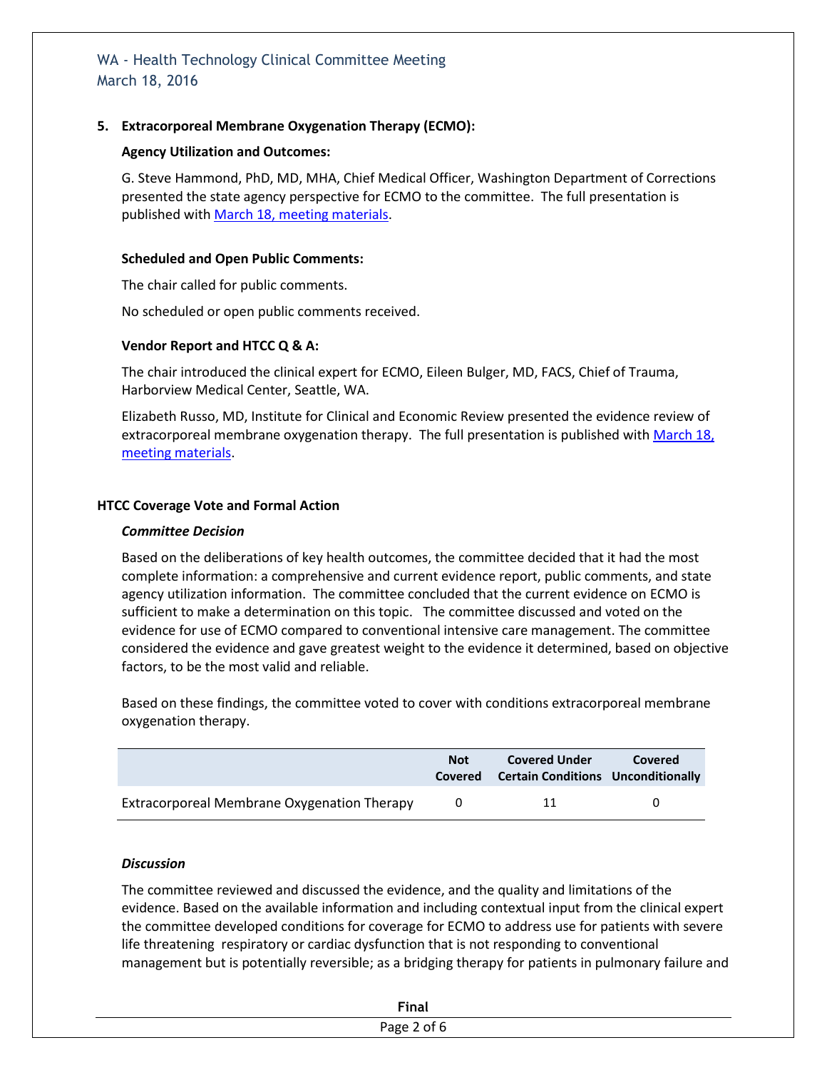### 5. Extracorporeal Membrane Oxygenation Therapy (ECMO):

**Agency Utilization and Outcomes:**

G. Steve Hammond, PhD, MD, MHA, Chief Medical Officer, Washington Department of Corrections presented the state agency perspective for ECMO to the committee. The full presentation is published with March 18, meeting materials.

**Scheduled and Open Public Comments:**

The chair called for public comments.

No scheduled or open public comments received.

**Vendor Report and HTCC Q & A:**

The chair introduced the clinical expert for ECMO, Eileen Bulger, MD, FACS, Chief of Trauma, Harborview Medical Center, Seattle, WA.

Elizabeth Russo, MD, Institute for Clinical and Economic Review presented the evidence review of extracorporeal membrane oxygenation therapy. The full presentation is published with March 18, meeting materials.

### HTCC Coverage Vote and Formal Action

***Committee Decision***

Based on the deliberations of key health outcomes, the committee decided that it had the most complete information: a comprehensive and current evidence report, public comments, and state agency utilization information. The committee concluded that the current evidence on ECMO is sufficient to make a determination on this topic. The committee discussed and voted on the evidence for use of ECMO compared to conventional intensive care management. The committee considered the evidence and gave greatest weight to the evidence it determined, based on objective factors, to be the most valid and reliable.

Based on these findings, the committee voted to cover with conditions extracorporeal membrane oxygenation therapy.

| | Not Covered | Covered Under Certain Conditions | Covered Unconditionally |
|---|---|---|---|
| Extracorporeal Membrane Oxygenation Therapy | 0 | 11 | 0 |

***Discussion***

The committee reviewed and discussed the evidence, and the quality and limitations of the evidence. Based on the available information and including contextual input from the clinical expert the committee developed conditions for coverage for ECMO to address use for patients with severe life threatening respiratory or cardiac dysfunction that is not responding to conventional management but is potentially reversible; as a bridging therapy for patients in pulmonary failure and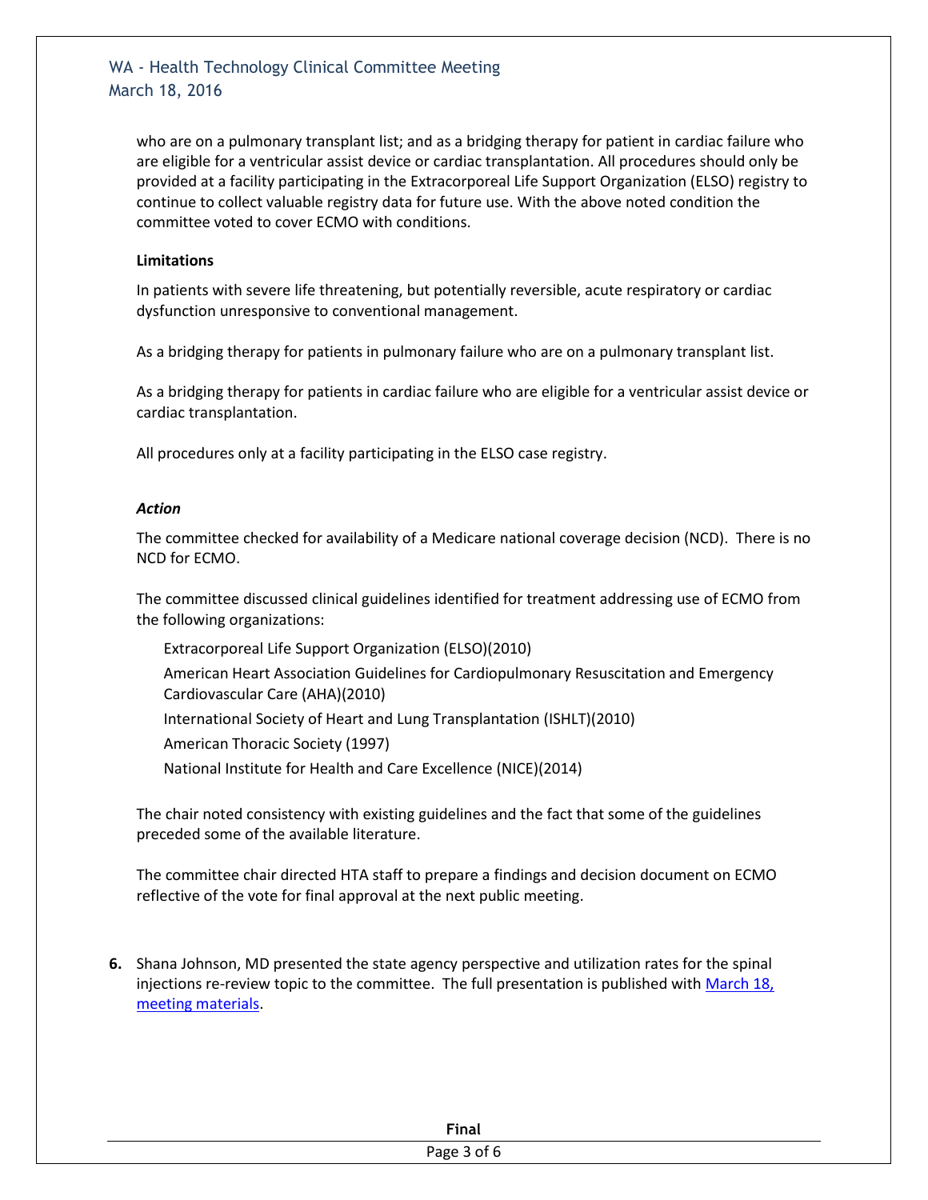who are on a pulmonary transplant list; and as a bridging therapy for patient in cardiac failure who are eligible for a ventricular assist device or cardiac transplantation. All procedures should only be provided at a facility participating in the Extracorporeal Life Support Organization (ELSO) registry to continue to collect valuable registry data for future use. With the above noted condition the committee voted to cover ECMO with conditions.

**Limitations**

In patients with severe life threatening, but potentially reversible, acute respiratory or cardiac dysfunction unresponsive to conventional management.

As a bridging therapy for patients in pulmonary failure who are on a pulmonary transplant list.

As a bridging therapy for patients in cardiac failure who are eligible for a ventricular assist device or cardiac transplantation.

All procedures only at a facility participating in the ELSO case registry.

***Action***

The committee checked for availability of a Medicare national coverage decision (NCD). There is no NCD for ECMO.

The committee discussed clinical guidelines identified for treatment addressing use of ECMO from the following organizations:

- Extracorporeal Life Support Organization (ELSO)(2010)
- American Heart Association Guidelines for Cardiopulmonary Resuscitation and Emergency Cardiovascular Care (AHA)(2010)
- International Society of Heart and Lung Transplantation (ISHLT)(2010)
- American Thoracic Society (1997)
- National Institute for Health and Care Excellence (NICE)(2014)

The chair noted consistency with existing guidelines and the fact that some of the guidelines preceded some of the available literature.

The committee chair directed HTA staff to prepare a findings and decision document on ECMO reflective of the vote for final approval at the next public meeting.

6. Shana Johnson, MD presented the state agency perspective and utilization rates for the spinal injections re-review topic to the committee. The full presentation is published with [March 18, meeting materials](#).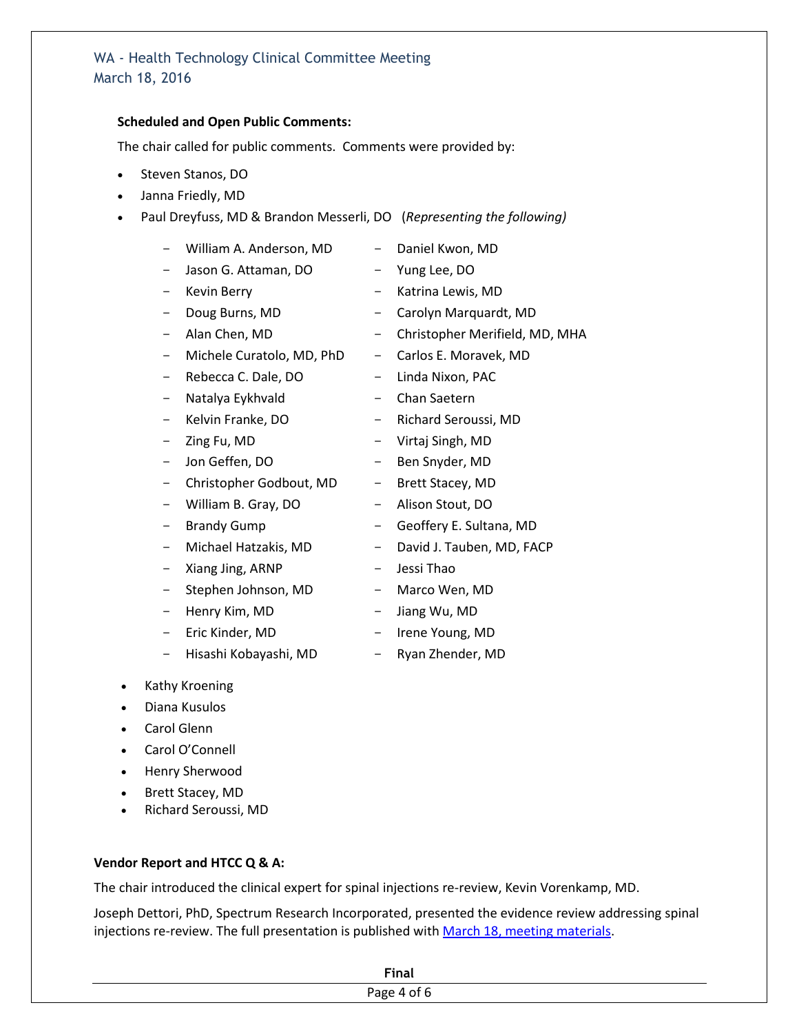**Scheduled and Open Public Comments:**

The chair called for public comments. Comments were provided by:

- Steven Stanos, DO
- Janna Friedly, MD
- Paul Dreyfuss, MD & Brandon Messerli, DO (*Representing the following)*
  - William A. Anderson, MD
  - Jason G. Attaman, DO
  - Kevin Berry
  - Doug Burns, MD
  - Alan Chen, MD
  - Michele Curatolo, MD, PhD
  - Rebecca C. Dale, DO
  - Natalya Eykhvald
  - Kelvin Franke, DO
  - Zing Fu, MD
  - Jon Geffen, DO
  - Christopher Godbout, MD
  - William B. Gray, DO
  - Brandy Gump
  - Michael Hatzakis, MD
  - Xiang Jing, ARNP
  - Stephen Johnson, MD
  - Henry Kim, MD
  - Eric Kinder, MD
  - Hisashi Kobayashi, MD
  - Daniel Kwon, MD
  - Yung Lee, DO
  - Katrina Lewis, MD
  - Carolyn Marquardt, MD
  - Christopher Merifield, MD, MHA
  - Carlos E. Moravek, MD
  - Linda Nixon, PAC
  - Chan Saetern
  - Richard Seroussi, MD
  - Virtaj Singh, MD
  - Ben Snyder, MD
  - Brett Stacey, MD
  - Alison Stout, DO
  - Geoffery E. Sultana, MD
  - David J. Tauben, MD, FACP
  - Jessi Thao
  - Marco Wen, MD
  - Jiang Wu, MD
  - Irene Young, MD
  - Ryan Zhender, MD
- Kathy Kroening
- Diana Kusulos
- Carol Glenn
- Carol O'Connell
- Henry Sherwood
- Brett Stacey, MD
- Richard Seroussi, MD

**Vendor Report and HTCC Q & A:**

The chair introduced the clinical expert for spinal injections re-review, Kevin Vorenkamp, MD.

Joseph Dettori, PhD, Spectrum Research Incorporated, presented the evidence review addressing spinal injections re-review. The full presentation is published with March 18, meeting materials.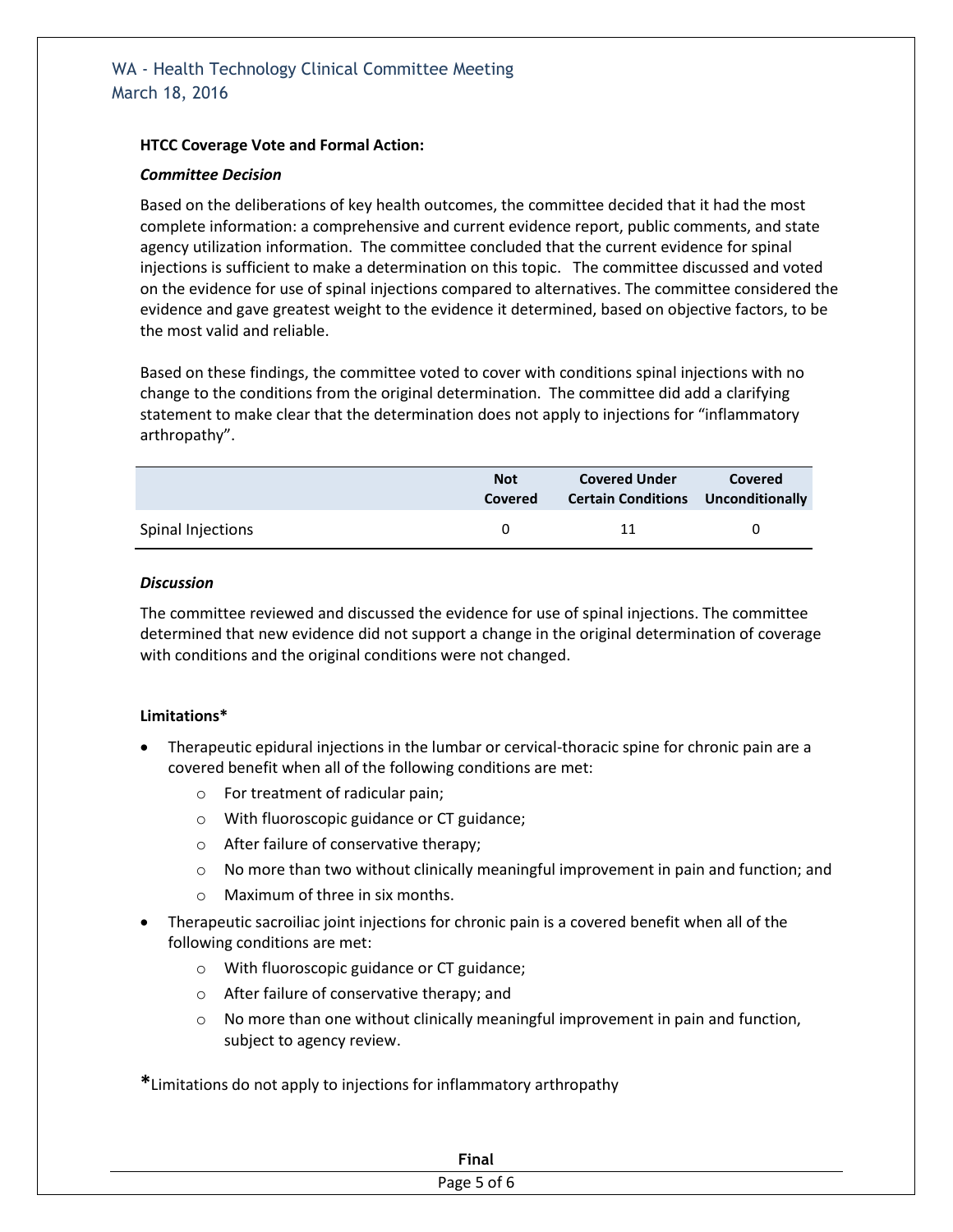**HTCC Coverage Vote and Formal Action:**

***Committee Decision***

Based on the deliberations of key health outcomes, the committee decided that it had the most complete information: a comprehensive and current evidence report, public comments, and state agency utilization information. The committee concluded that the current evidence for spinal injections is sufficient to make a determination on this topic. The committee discussed and voted on the evidence for use of spinal injections compared to alternatives. The committee considered the evidence and gave greatest weight to the evidence it determined, based on objective factors, to be the most valid and reliable.

Based on these findings, the committee voted to cover with conditions spinal injections with no change to the conditions from the original determination. The committee did add a clarifying statement to make clear that the determination does not apply to injections for "inflammatory arthropathy".

| | Not Covered | Covered Under Certain Conditions | Covered Unconditionally |
|---|---|---|---|
| Spinal Injections | 0 | 11 | 0 |

***Discussion***

The committee reviewed and discussed the evidence for use of spinal injections. The committee determined that new evidence did not support a change in the original determination of coverage with conditions and the original conditions were not changed.

**Limitations***

- Therapeutic epidural injections in the lumbar or cervical-thoracic spine for chronic pain are a covered benefit when all of the following conditions are met:
  - For treatment of radicular pain;
  - With fluoroscopic guidance or CT guidance;
  - After failure of conservative therapy;
  - No more than two without clinically meaningful improvement in pain and function; and
  - Maximum of three in six months.
- Therapeutic sacroiliac joint injections for chronic pain is a covered benefit when all of the following conditions are met:
  - With fluoroscopic guidance or CT guidance;
  - After failure of conservative therapy; and
  - No more than one without clinically meaningful improvement in pain and function, subject to agency review.

*Limitations do not apply to injections for inflammatory arthropathy

**Final**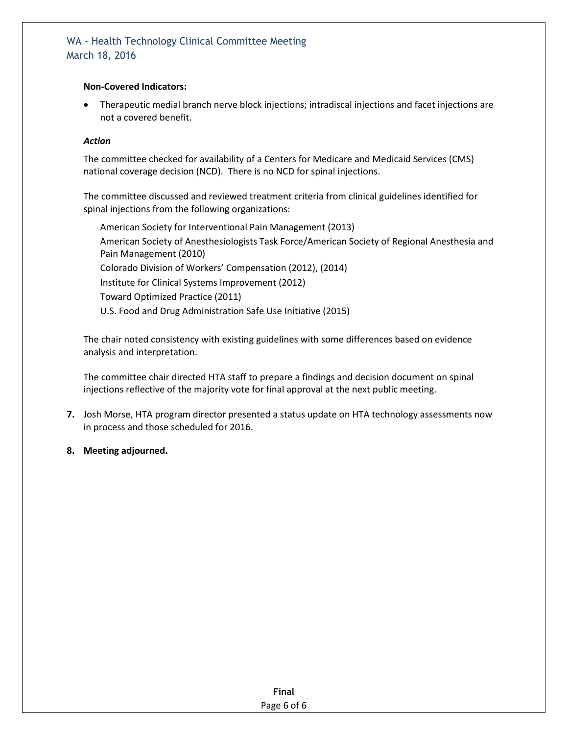**Non-Covered Indicators:**

- Therapeutic medial branch nerve block injections; intradiscal injections and facet injections are not a covered benefit.

***Action***

The committee checked for availability of a Centers for Medicare and Medicaid Services (CMS) national coverage decision (NCD). There is no NCD for spinal injections.

The committee discussed and reviewed treatment criteria from clinical guidelines identified for spinal injections from the following organizations:

American Society for Interventional Pain Management (2013)
American Society of Anesthesiologists Task Force/American Society of Regional Anesthesia and Pain Management (2010)
Colorado Division of Workers' Compensation (2012), (2014)
Institute for Clinical Systems Improvement (2012)
Toward Optimized Practice (2011)
U.S. Food and Drug Administration Safe Use Initiative (2015)

The chair noted consistency with existing guidelines with some differences based on evidence analysis and interpretation.

The committee chair directed HTA staff to prepare a findings and decision document on spinal injections reflective of the majority vote for final approval at the next public meeting.

7. Josh Morse, HTA program director presented a status update on HTA technology assessments now in process and those scheduled for 2016.

8. **Meeting adjourned.**